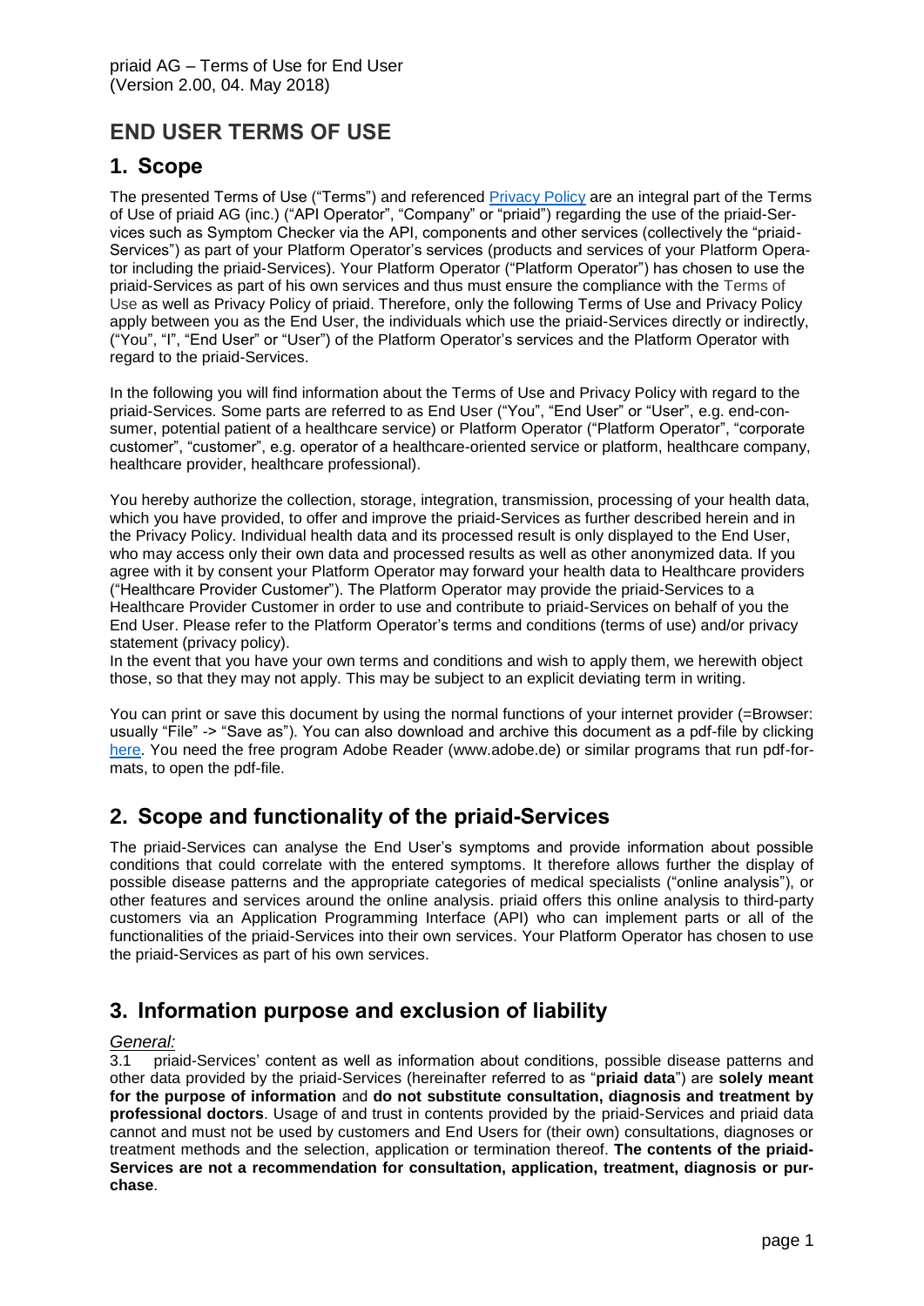priaid AG – Terms of Use for End User
(Version 2.00, 04. May 2018)

# END USER TERMS OF USE

## 1. Scope

The presented Terms of Use ("Terms") and referenced Privacy Policy are an integral part of the Terms of Use of priaid AG (inc.) ("API Operator", "Company" or "priaid") regarding the use of the priaid-Services such as Symptom Checker via the API, components and other services (collectively the "priaid-Services") as part of your Platform Operator's services (products and services of your Platform Operator including the priaid-Services). Your Platform Operator ("Platform Operator") has chosen to use the priaid-Services as part of his own services and thus must ensure the compliance with the Terms of Use as well as Privacy Policy of priaid. Therefore, only the following Terms of Use and Privacy Policy apply between you as the End User, the individuals which use the priaid-Services directly or indirectly, ("You", "I", "End User" or "User") of the Platform Operator's services and the Platform Operator with regard to the priaid-Services.

In the following you will find information about the Terms of Use and Privacy Policy with regard to the priaid-Services. Some parts are referred to as End User ("You", "End User" or "User", e.g. end-consumer, potential patient of a healthcare service) or Platform Operator ("Platform Operator", "corporate customer", "customer", e.g. operator of a healthcare-oriented service or platform, healthcare company, healthcare provider, healthcare professional).

You hereby authorize the collection, storage, integration, transmission, processing of your health data, which you have provided, to offer and improve the priaid-Services as further described herein and in the Privacy Policy. Individual health data and its processed result is only displayed to the End User, who may access only their own data and processed results as well as other anonymized data. If you agree with it by consent your Platform Operator may forward your health data to Healthcare providers ("Healthcare Provider Customer"). The Platform Operator may provide the priaid-Services to a Healthcare Provider Customer in order to use and contribute to priaid-Services on behalf of you the End User. Please refer to the Platform Operator's terms and conditions (terms of use) and/or privacy statement (privacy policy).
In the event that you have your own terms and conditions and wish to apply them, we herewith object those, so that they may not apply. This may be subject to an explicit deviating term in writing.

You can print or save this document by using the normal functions of your internet provider (=Browser: usually "File" -> "Save as"). You can also download and archive this document as a pdf-file by clicking here. You need the free program Adobe Reader (www.adobe.de) or similar programs that run pdf-formats, to open the pdf-file.

## 2. Scope and functionality of the priaid-Services

The priaid-Services can analyse the End User's symptoms and provide information about possible conditions that could correlate with the entered symptoms. It therefore allows further the display of possible disease patterns and the appropriate categories of medical specialists ("online analysis"), or other features and services around the online analysis. priaid offers this online analysis to third-party customers via an Application Programming Interface (API) who can implement parts or all of the functionalities of the priaid-Services into their own services. Your Platform Operator has chosen to use the priaid-Services as part of his own services.

## 3. Information purpose and exclusion of liability

*General:*

3.1 priaid-Services' content as well as information about conditions, possible disease patterns and other data provided by the priaid-Services (hereinafter referred to as "**priaid data**") are **solely meant for the purpose of information** and **do not substitute consultation, diagnosis and treatment by professional doctors**. Usage of and trust in contents provided by the priaid-Services and priaid data cannot and must not be used by customers and End Users for (their own) consultations, diagnoses or treatment methods and the selection, application or termination thereof. **The contents of the priaid-Services are not a recommendation for consultation, application, treatment, diagnosis or purchase**.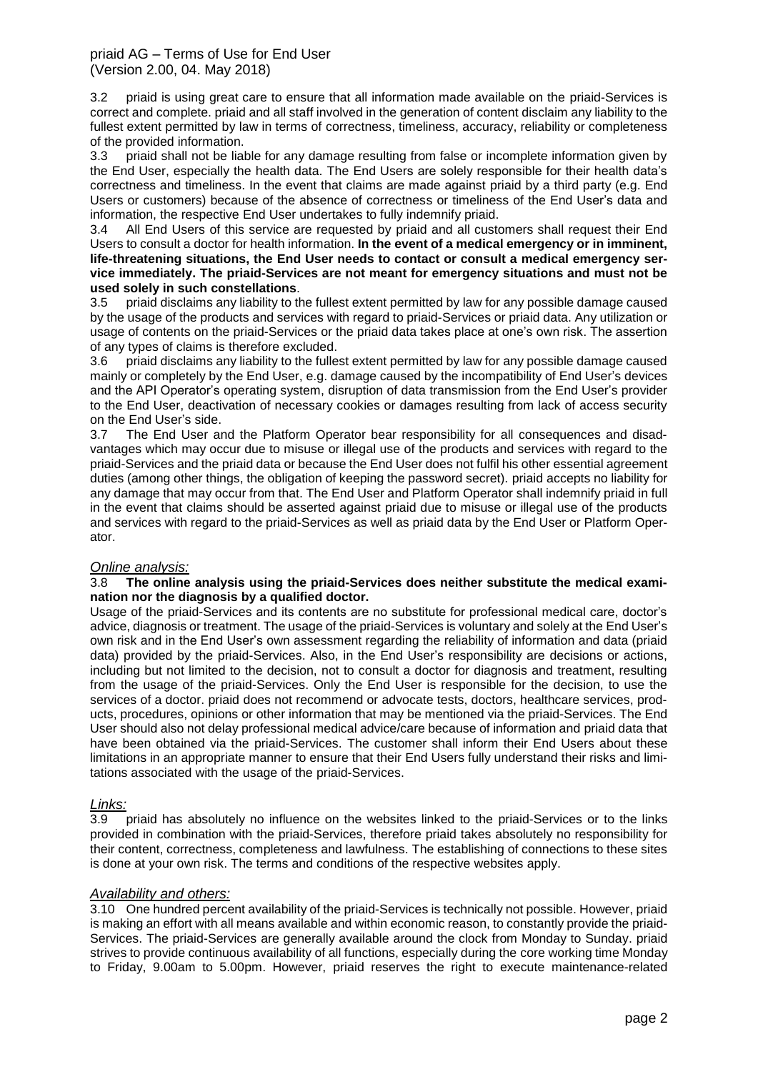3.2 priaid is using great care to ensure that all information made available on the priaid-Services is correct and complete. priaid and all staff involved in the generation of content disclaim any liability to the fullest extent permitted by law in terms of correctness, timeliness, accuracy, reliability or completeness of the provided information.

3.3 priaid shall not be liable for any damage resulting from false or incomplete information given by the End User, especially the health data. The End Users are solely responsible for their health data's correctness and timeliness. In the event that claims are made against priaid by a third party (e.g. End Users or customers) because of the absence of correctness or timeliness of the End User's data and information, the respective End User undertakes to fully indemnify priaid.

3.4 All End Users of this service are requested by priaid and all customers shall request their End Users to consult a doctor for health information. **In the event of a medical emergency or in imminent, life-threatening situations, the End User needs to contact or consult a medical emergency service immediately. The priaid-Services are not meant for emergency situations and must not be used solely in such constellations**.

3.5 priaid disclaims any liability to the fullest extent permitted by law for any possible damage caused by the usage of the products and services with regard to priaid-Services or priaid data. Any utilization or usage of contents on the priaid-Services or the priaid data takes place at one's own risk. The assertion of any types of claims is therefore excluded.

3.6 priaid disclaims any liability to the fullest extent permitted by law for any possible damage caused mainly or completely by the End User, e.g. damage caused by the incompatibility of End User's devices and the API Operator's operating system, disruption of data transmission from the End User's provider to the End User, deactivation of necessary cookies or damages resulting from lack of access security on the End User's side.

3.7 The End User and the Platform Operator bear responsibility for all consequences and disadvantages which may occur due to misuse or illegal use of the products and services with regard to the priaid-Services and the priaid data or because the End User does not fulfil his other essential agreement duties (among other things, the obligation of keeping the password secret). priaid accepts no liability for any damage that may occur from that. The End User and Platform Operator shall indemnify priaid in full in the event that claims should be asserted against priaid due to misuse or illegal use of the products and services with regard to the priaid-Services as well as priaid data by the End User or Platform Operator.

*Online analysis:*

3.8 **The online analysis using the priaid-Services does neither substitute the medical examination nor the diagnosis by a qualified doctor.**

Usage of the priaid-Services and its contents are no substitute for professional medical care, doctor's advice, diagnosis or treatment. The usage of the priaid-Services is voluntary and solely at the End User's own risk and in the End User's own assessment regarding the reliability of information and data (priaid data) provided by the priaid-Services. Also, in the End User's responsibility are decisions or actions, including but not limited to the decision, not to consult a doctor for diagnosis and treatment, resulting from the usage of the priaid-Services. Only the End User is responsible for the decision, to use the services of a doctor. priaid does not recommend or advocate tests, doctors, healthcare services, products, procedures, opinions or other information that may be mentioned via the priaid-Services. The End User should also not delay professional medical advice/care because of information and priaid data that have been obtained via the priaid-Services. The customer shall inform their End Users about these limitations in an appropriate manner to ensure that their End Users fully understand their risks and limitations associated with the usage of the priaid-Services.

*Links:*

3.9 priaid has absolutely no influence on the websites linked to the priaid-Services or to the links provided in combination with the priaid-Services, therefore priaid takes absolutely no responsibility for their content, correctness, completeness and lawfulness. The establishing of connections to these sites is done at your own risk. The terms and conditions of the respective websites apply.

*Availability and others:*

3.10 One hundred percent availability of the priaid-Services is technically not possible. However, priaid is making an effort with all means available and within economic reason, to constantly provide the priaid-Services. The priaid-Services are generally available around the clock from Monday to Sunday. priaid strives to provide continuous availability of all functions, especially during the core working time Monday to Friday, 9.00am to 5.00pm. However, priaid reserves the right to execute maintenance-related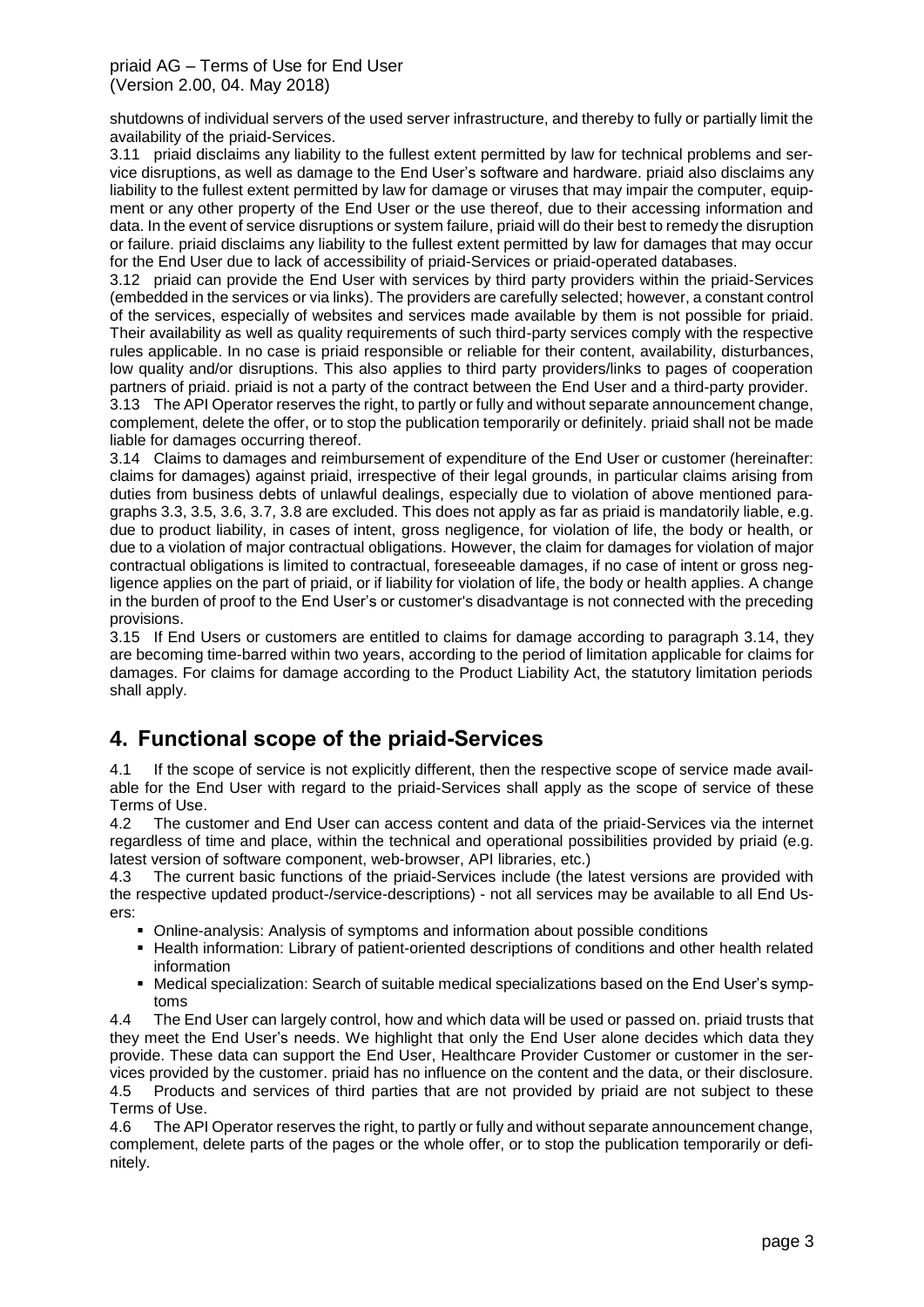shutdowns of individual servers of the used server infrastructure, and thereby to fully or partially limit the availability of the priaid-Services.

3.11 priaid disclaims any liability to the fullest extent permitted by law for technical problems and service disruptions, as well as damage to the End User's software and hardware. priaid also disclaims any liability to the fullest extent permitted by law for damage or viruses that may impair the computer, equipment or any other property of the End User or the use thereof, due to their accessing information and data. In the event of service disruptions or system failure, priaid will do their best to remedy the disruption or failure. priaid disclaims any liability to the fullest extent permitted by law for damages that may occur for the End User due to lack of accessibility of priaid-Services or priaid-operated databases.

3.12 priaid can provide the End User with services by third party providers within the priaid-Services (embedded in the services or via links). The providers are carefully selected; however, a constant control of the services, especially of websites and services made available by them is not possible for priaid. Their availability as well as quality requirements of such third-party services comply with the respective rules applicable. In no case is priaid responsible or reliable for their content, availability, disturbances, low quality and/or disruptions. This also applies to third party providers/links to pages of cooperation partners of priaid. priaid is not a party of the contract between the End User and a third-party provider.

3.13 The API Operator reserves the right, to partly or fully and without separate announcement change, complement, delete the offer, or to stop the publication temporarily or definitely. priaid shall not be made liable for damages occurring thereof.

3.14 Claims to damages and reimbursement of expenditure of the End User or customer (hereinafter: claims for damages) against priaid, irrespective of their legal grounds, in particular claims arising from duties from business debts of unlawful dealings, especially due to violation of above mentioned paragraphs 3.3, 3.5, 3.6, 3.7, 3.8 are excluded. This does not apply as far as priaid is mandatorily liable, e.g. due to product liability, in cases of intent, gross negligence, for violation of life, the body or health, or due to a violation of major contractual obligations. However, the claim for damages for violation of major contractual obligations is limited to contractual, foreseeable damages, if no case of intent or gross negligence applies on the part of priaid, or if liability for violation of life, the body or health applies. A change in the burden of proof to the End User's or customer's disadvantage is not connected with the preceding provisions.

3.15 If End Users or customers are entitled to claims for damage according to paragraph 3.14, they are becoming time-barred within two years, according to the period of limitation applicable for claims for damages. For claims for damage according to the Product Liability Act, the statutory limitation periods shall apply.

## 4. Functional scope of the priaid-Services

4.1 If the scope of service is not explicitly different, then the respective scope of service made available for the End User with regard to the priaid-Services shall apply as the scope of service of these Terms of Use.

4.2 The customer and End User can access content and data of the priaid-Services via the internet regardless of time and place, within the technical and operational possibilities provided by priaid (e.g. latest version of software component, web-browser, API libraries, etc.)

4.3 The current basic functions of the priaid-Services include (the latest versions are provided with the respective updated product-/service-descriptions) - not all services may be available to all End Users:

- Online-analysis: Analysis of symptoms and information about possible conditions
- Health information: Library of patient-oriented descriptions of conditions and other health related information
- Medical specialization: Search of suitable medical specializations based on the End User's symptoms

4.4 The End User can largely control, how and which data will be used or passed on. priaid trusts that they meet the End User's needs. We highlight that only the End User alone decides which data they provide. These data can support the End User, Healthcare Provider Customer or customer in the services provided by the customer. priaid has no influence on the content and the data, or their disclosure.

4.5 Products and services of third parties that are not provided by priaid are not subject to these Terms of Use.

4.6 The API Operator reserves the right, to partly or fully and without separate announcement change, complement, delete parts of the pages or the whole offer, or to stop the publication temporarily or definitely.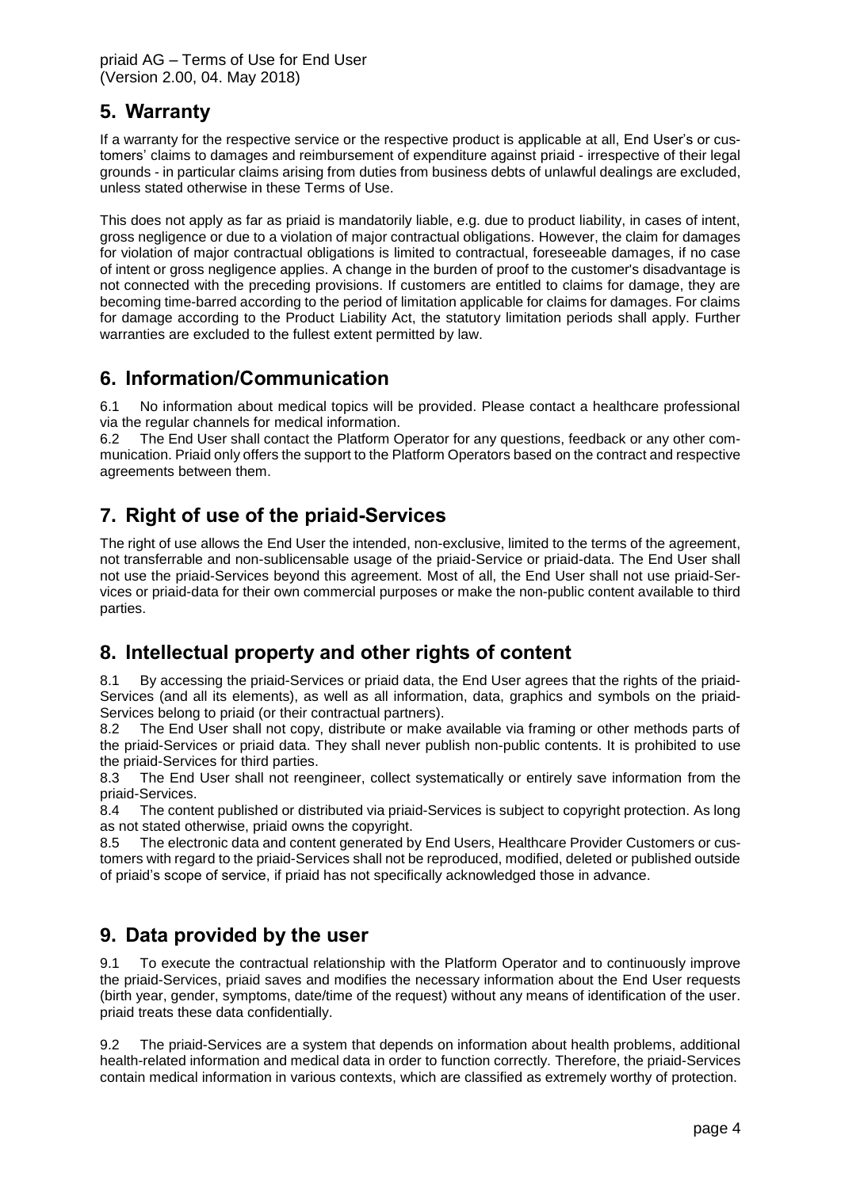## 5. Warranty

If a warranty for the respective service or the respective product is applicable at all, End User's or customers' claims to damages and reimbursement of expenditure against priaid - irrespective of their legal grounds - in particular claims arising from duties from business debts of unlawful dealings are excluded, unless stated otherwise in these Terms of Use.

This does not apply as far as priaid is mandatorily liable, e.g. due to product liability, in cases of intent, gross negligence or due to a violation of major contractual obligations. However, the claim for damages for violation of major contractual obligations is limited to contractual, foreseeable damages, if no case of intent or gross negligence applies. A change in the burden of proof to the customer's disadvantage is not connected with the preceding provisions. If customers are entitled to claims for damage, they are becoming time-barred according to the period of limitation applicable for claims for damages. For claims for damage according to the Product Liability Act, the statutory limitation periods shall apply. Further warranties are excluded to the fullest extent permitted by law.

## 6. Information/Communication

6.1 No information about medical topics will be provided. Please contact a healthcare professional via the regular channels for medical information.

6.2 The End User shall contact the Platform Operator for any questions, feedback or any other communication. Priaid only offers the support to the Platform Operators based on the contract and respective agreements between them.

## 7. Right of use of the priaid-Services

The right of use allows the End User the intended, non-exclusive, limited to the terms of the agreement, not transferrable and non-sublicensable usage of the priaid-Service or priaid-data. The End User shall not use the priaid-Services beyond this agreement. Most of all, the End User shall not use priaid-Services or priaid-data for their own commercial purposes or make the non-public content available to third parties.

## 8. Intellectual property and other rights of content

8.1 By accessing the priaid-Services or priaid data, the End User agrees that the rights of the priaid-Services (and all its elements), as well as all information, data, graphics and symbols on the priaid-Services belong to priaid (or their contractual partners).

8.2 The End User shall not copy, distribute or make available via framing or other methods parts of the priaid-Services or priaid data. They shall never publish non-public contents. It is prohibited to use the priaid-Services for third parties.

8.3 The End User shall not reengineer, collect systematically or entirely save information from the priaid-Services.

8.4 The content published or distributed via priaid-Services is subject to copyright protection. As long as not stated otherwise, priaid owns the copyright.

8.5 The electronic data and content generated by End Users, Healthcare Provider Customers or customers with regard to the priaid-Services shall not be reproduced, modified, deleted or published outside of priaid's scope of service, if priaid has not specifically acknowledged those in advance.

## 9. Data provided by the user

9.1 To execute the contractual relationship with the Platform Operator and to continuously improve the priaid-Services, priaid saves and modifies the necessary information about the End User requests (birth year, gender, symptoms, date/time of the request) without any means of identification of the user. priaid treats these data confidentially.

9.2 The priaid-Services are a system that depends on information about health problems, additional health-related information and medical data in order to function correctly. Therefore, the priaid-Services contain medical information in various contexts, which are classified as extremely worthy of protection.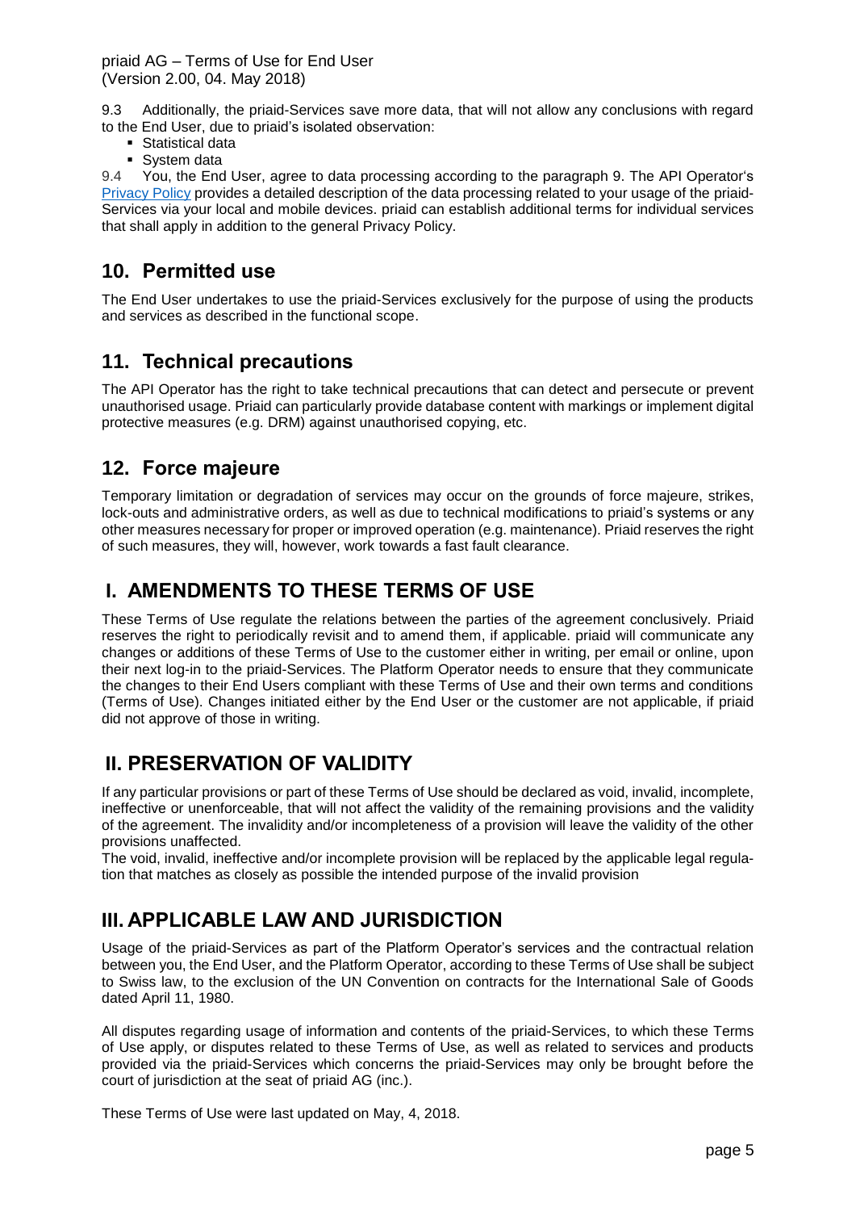9.3 Additionally, the priaid-Services save more data, that will not allow any conclusions with regard to the End User, due to priaid's isolated observation:

- Statistical data
- System data

9.4 You, the End User, agree to data processing according to the paragraph 9. The API Operator's Privacy Policy provides a detailed description of the data processing related to your usage of the priaid-Services via your local and mobile devices. priaid can establish additional terms for individual services that shall apply in addition to the general Privacy Policy.

## 10. Permitted use

The End User undertakes to use the priaid-Services exclusively for the purpose of using the products and services as described in the functional scope.

## 11. Technical precautions

The API Operator has the right to take technical precautions that can detect and persecute or prevent unauthorised usage. Priaid can particularly provide database content with markings or implement digital protective measures (e.g. DRM) against unauthorised copying, etc.

## 12. Force majeure

Temporary limitation or degradation of services may occur on the grounds of force majeure, strikes, lock-outs and administrative orders, as well as due to technical modifications to priaid's systems or any other measures necessary for proper or improved operation (e.g. maintenance). Priaid reserves the right of such measures, they will, however, work towards a fast fault clearance.

## I. AMENDMENTS TO THESE TERMS OF USE

These Terms of Use regulate the relations between the parties of the agreement conclusively. Priaid reserves the right to periodically revisit and to amend them, if applicable. priaid will communicate any changes or additions of these Terms of Use to the customer either in writing, per email or online, upon their next log-in to the priaid-Services. The Platform Operator needs to ensure that they communicate the changes to their End Users compliant with these Terms of Use and their own terms and conditions (Terms of Use). Changes initiated either by the End User or the customer are not applicable, if priaid did not approve of those in writing.

## II. PRESERVATION OF VALIDITY

If any particular provisions or part of these Terms of Use should be declared as void, invalid, incomplete, ineffective or unenforceable, that will not affect the validity of the remaining provisions and the validity of the agreement. The invalidity and/or incompleteness of a provision will leave the validity of the other provisions unaffected.

The void, invalid, ineffective and/or incomplete provision will be replaced by the applicable legal regulation that matches as closely as possible the intended purpose of the invalid provision

## III. APPLICABLE LAW AND JURISDICTION

Usage of the priaid-Services as part of the Platform Operator's services and the contractual relation between you, the End User, and the Platform Operator, according to these Terms of Use shall be subject to Swiss law, to the exclusion of the UN Convention on contracts for the International Sale of Goods dated April 11, 1980.

All disputes regarding usage of information and contents of the priaid-Services, to which these Terms of Use apply, or disputes related to these Terms of Use, as well as related to services and products provided via the priaid-Services which concerns the priaid-Services may only be brought before the court of jurisdiction at the seat of priaid AG (inc.).

These Terms of Use were last updated on May, 4, 2018.